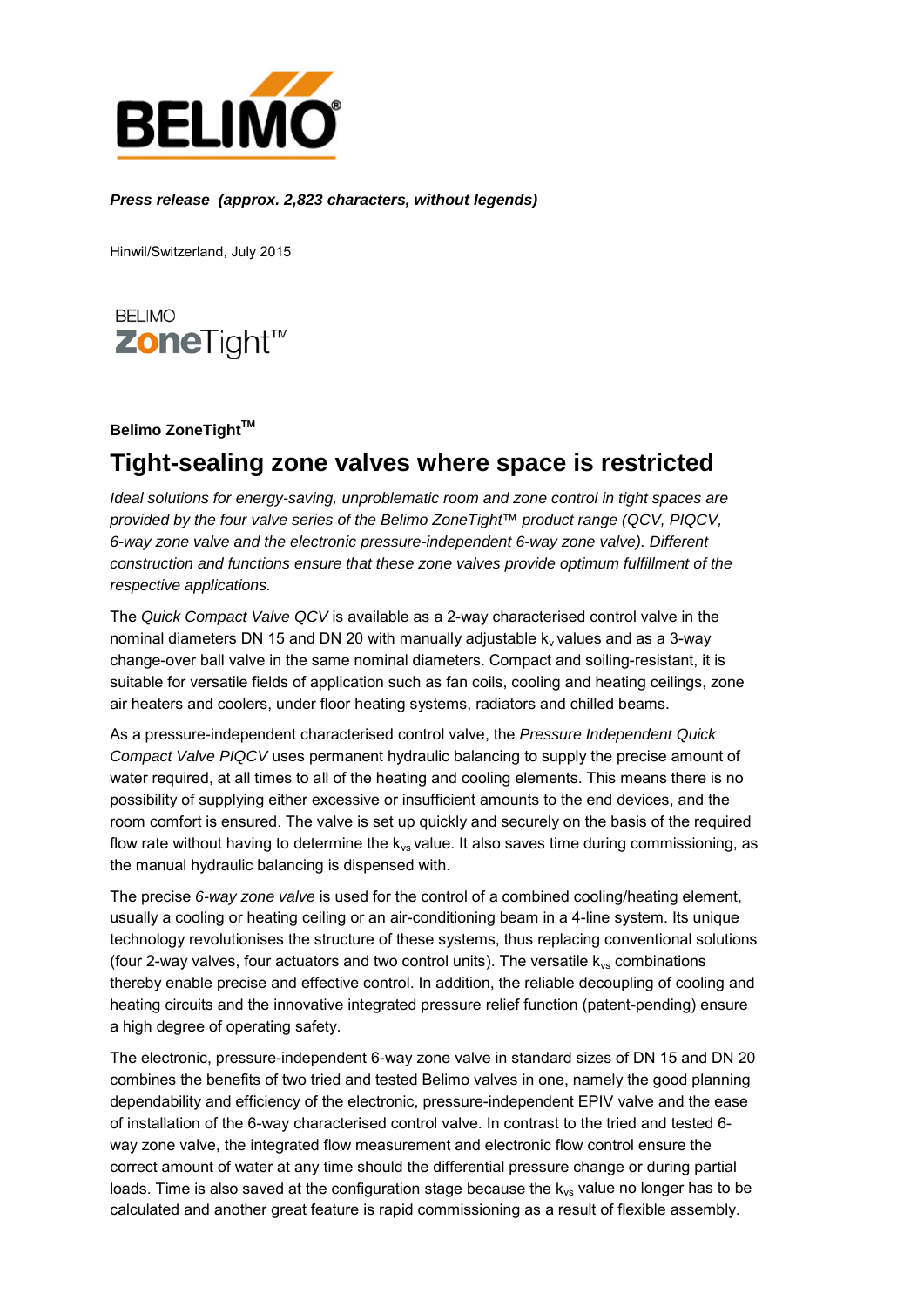*Press release (approx. 2,823 characters, without legends)*

Hinwil/Switzerland, July 2015

BELIMO
ZoneTight™

**Belimo ZoneTight™**

# Tight-sealing zone valves where space is restricted

*Ideal solutions for energy-saving, unproblematic room and zone control in tight spaces are provided by the four valve series of the Belimo ZoneTight™ product range (QCV, PIQCV, 6-way zone valve and the electronic pressure-independent 6-way zone valve). Different construction and functions ensure that these zone valves provide optimum fulfillment of the respective applications.*

The *Quick Compact Valve QCV* is available as a 2-way characterised control valve in the nominal diameters DN 15 and DN 20 with manually adjustable $k_v$ values and as a 3-way change-over ball valve in the same nominal diameters. Compact and soiling-resistant, it is suitable for versatile fields of application such as fan coils, cooling and heating ceilings, zone air heaters and coolers, under floor heating systems, radiators and chilled beams.

As a pressure-independent characterised control valve, the *Pressure Independent Quick Compact Valve PIQCV* uses permanent hydraulic balancing to supply the precise amount of water required, at all times to all of the heating and cooling elements. This means there is no possibility of supplying either excessive or insufficient amounts to the end devices, and the room comfort is ensured. The valve is set up quickly and securely on the basis of the required flow rate without having to determine the $k_{vs}$ value. It also saves time during commissioning, as the manual hydraulic balancing is dispensed with.

The precise *6-way zone valve* is used for the control of a combined cooling/heating element, usually a cooling or heating ceiling or an air-conditioning beam in a 4-line system. Its unique technology revolutionises the structure of these systems, thus replacing conventional solutions (four 2-way valves, four actuators and two control units). The versatile $k_{vs}$ combinations thereby enable precise and effective control. In addition, the reliable decoupling of cooling and heating circuits and the innovative integrated pressure relief function (patent-pending) ensure a high degree of operating safety.

The electronic, pressure-independent 6-way zone valve in standard sizes of DN 15 and DN 20 combines the benefits of two tried and tested Belimo valves in one, namely the good planning dependability and efficiency of the electronic, pressure-independent EPIV valve and the ease of installation of the 6-way characterised control valve. In contrast to the tried and tested 6-way zone valve, the integrated flow measurement and electronic flow control ensure the correct amount of water at any time should the differential pressure change or during partial loads. Time is also saved at the configuration stage because the $k_{vs}$ value no longer has to be calculated and another great feature is rapid commissioning as a result of flexible assembly.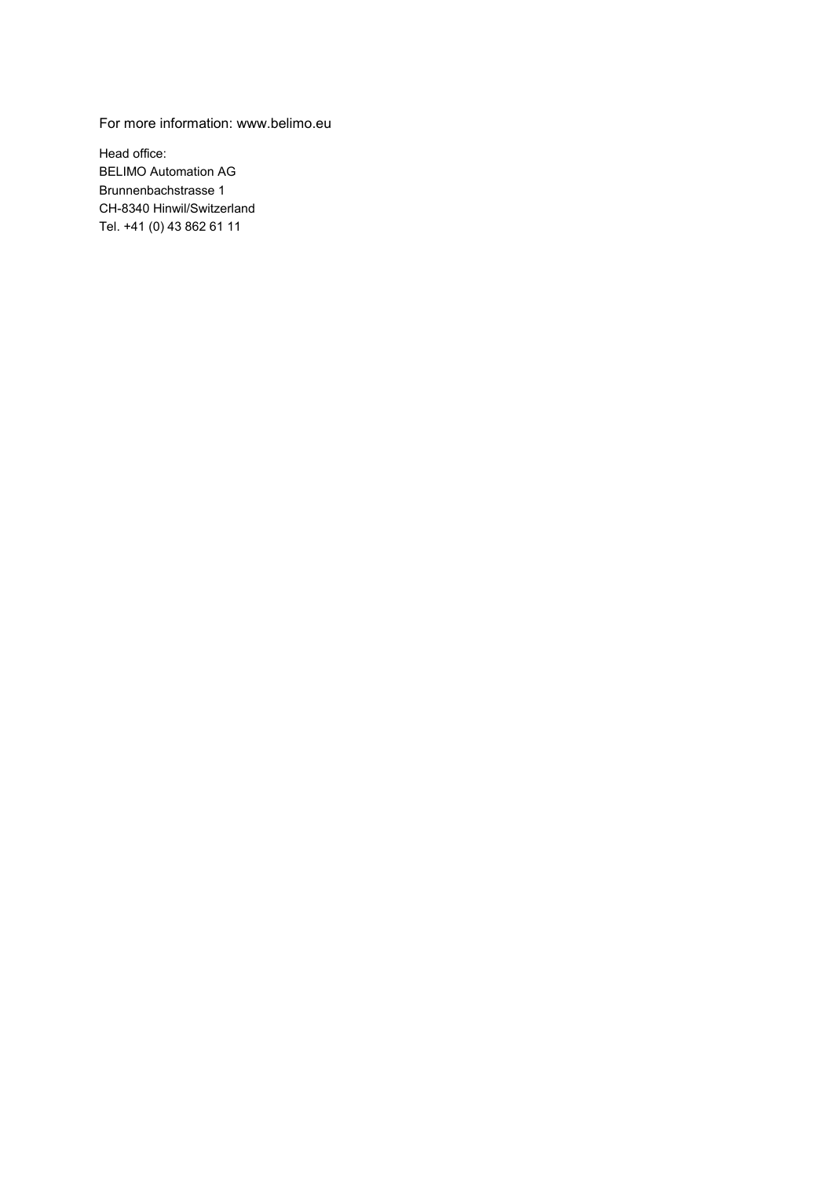For more information: www.belimo.eu

Head office:
BELIMO Automation AG
Brunnenbachstrasse 1
CH-8340 Hinwil/Switzerland
Tel. +41 (0) 43 862 61 11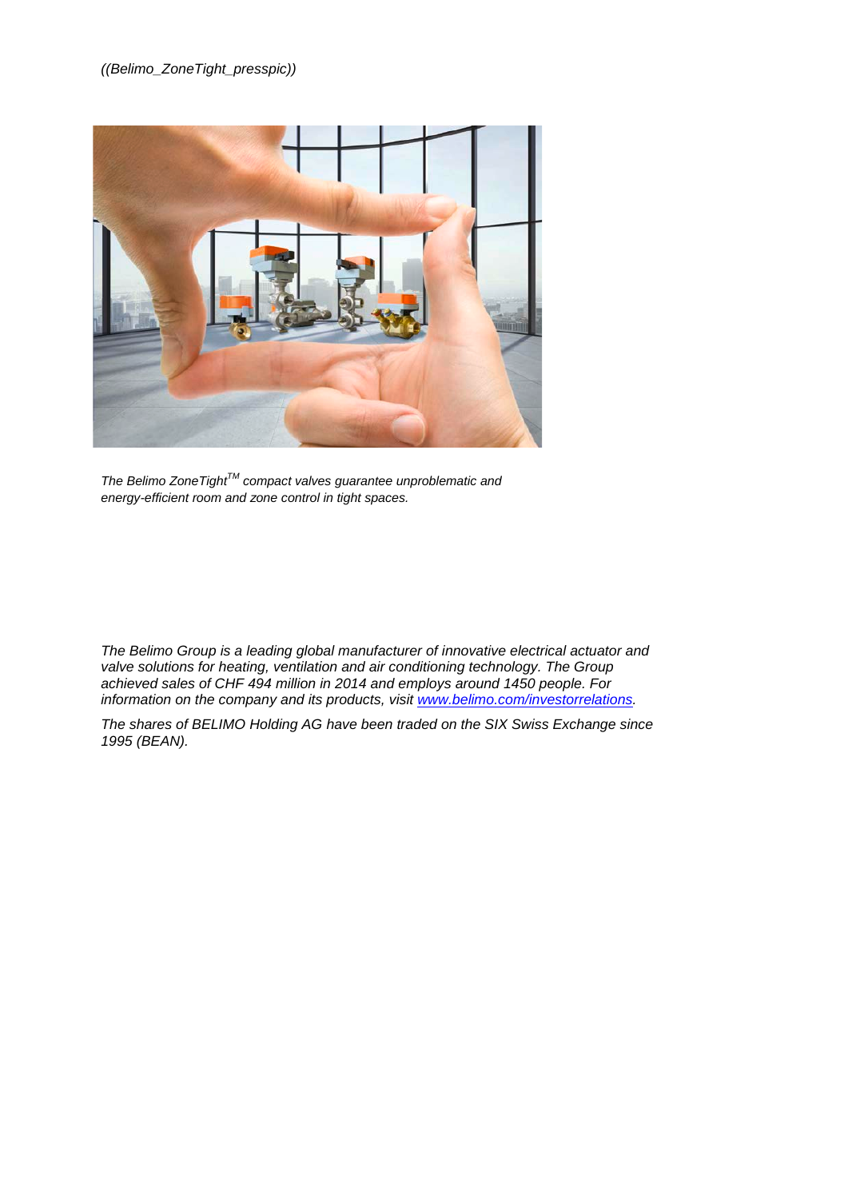*((Belimo_ZoneTight_presspic))*

*The Belimo ZoneTight[TM] compact valves guarantee unproblematic and energy-efficient room and zone control in tight spaces.*

*The Belimo Group is a leading global manufacturer of innovative electrical actuator and valve solutions for heating, ventilation and air conditioning technology. The Group achieved sales of CHF 494 million in 2014 and employs around 1450 people. For information on the company and its products, visit [www.belimo.com/investorrelations](http://www.belimo.com/investorrelations).*

*The shares of BELIMO Holding AG have been traded on the SIX Swiss Exchange since 1995 (BEAN).*